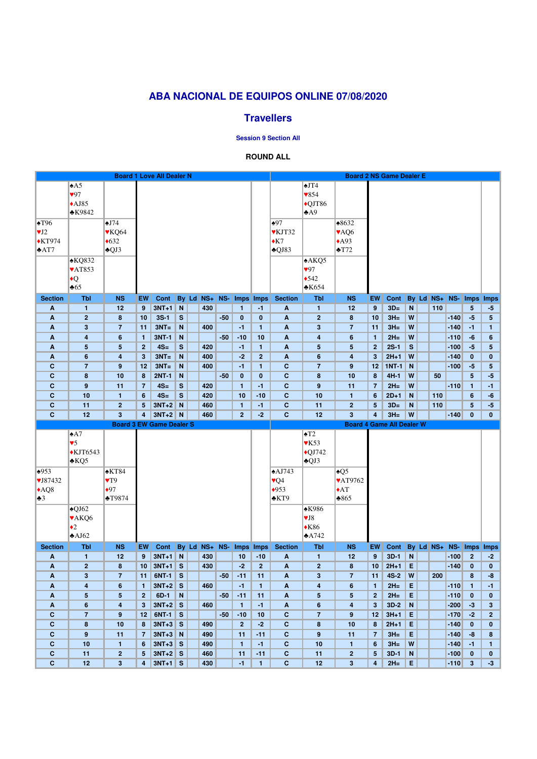# ABA NACIONAL DE EQUIPOS ONLINE 07/08/2020

## Travellers

### Session 9 Section All

**ROUND ALL**

**Board 1 Love All Dealer N**

North: ♠A5 ♥97 ♦AJ85 ♣K9842
West: ♠T96 ♥J2 ♦KT974 ♣AT7
East: ♠J74 ♥KQ64 ♦632 ♣QJ3
South: ♠KQ832 ♥AT853 ♦Q ♣65

| Section | Tbl | NS | EW | Cont | By | Ld | NS+ | NS- | Imps | Imps |
|---|---|---|---|---|---|---|---|---|---|---|
| A | 1 | 12 | 9 | 3NT+1 | N | | 430 | | 1 | -1 |
| A | 2 | 8 | 10 | 3S-1 | S | | | -50 | 0 | 0 |
| A | 3 | 7 | 11 | 3NT= | N | | 400 | | -1 | 1 |
| A | 4 | 6 | 1 | 3NT-1 | N | | | -50 | -10 | 10 |
| A | 5 | 5 | 2 | 4S= | S | | 420 | | -1 | 1 |
| A | 6 | 4 | 3 | 3NT= | N | | 400 | | -2 | 2 |
| C | 7 | 9 | 12 | 3NT= | N | | 400 | | -1 | 1 |
| C | 8 | 10 | 8 | 2NT-1 | N | | | -50 | 0 | 0 |
| C | 9 | 11 | 7 | 4S= | S | | 420 | | 1 | -1 |
| C | 10 | 1 | 6 | 4S= | S | | 420 | | 10 | -10 |
| C | 11 | 2 | 5 | 3NT+2 | N | | 460 | | 1 | -1 |
| C | 12 | 3 | 4 | 3NT+2 | N | | 460 | | 2 | -2 |

**Board 2 NS Game Dealer E**

North: ♠JT4 ♥854 ♦QJT86 ♣A9
West: ♠97 ♥KJT32 ♦K7 ♣QJ83
East: ♠8632 ♥AQ6 ♦A93 ♣T72
South: ♠AKQ5 ♥97 ♦542 ♣K654

| Section | Tbl | NS | EW | Cont | By | Ld | NS+ | NS- | Imps | Imps |
|---|---|---|---|---|---|---|---|---|---|---|
| A | 1 | 12 | 9 | 3D= | N | | 110 | | 5 | -5 |
| A | 2 | 8 | 10 | 3H= | W | | | -140 | -5 | 5 |
| A | 3 | 7 | 11 | 3H= | W | | | -140 | -1 | 1 |
| A | 4 | 6 | 1 | 2H= | W | | | -110 | -6 | 6 |
| A | 5 | 5 | 2 | 2S-1 | S | | | -100 | -5 | 5 |
| A | 6 | 4 | 3 | 2H+1 | W | | | -140 | 0 | 0 |
| C | 7 | 9 | 12 | 1NT-1 | N | | | -100 | -5 | 5 |
| C | 8 | 10 | 8 | 4H-1 | W | | 50 | | 5 | -5 |
| C | 9 | 11 | 7 | 2H= | W | | | -110 | 1 | -1 |
| C | 10 | 1 | 6 | 2D+1 | N | | 110 | | 6 | -6 |
| C | 11 | 2 | 5 | 3D= | N | | 110 | | 5 | -5 |
| C | 12 | 3 | 4 | 3H= | W | | | -140 | 0 | 0 |

**Board 3 EW Game Dealer S**

North: ♠A7 ♥5 ♦KJT6543 ♣KQ5
West: ♠953 ♥J87432 ♦AQ8 ♣3
East: ♠KT84 ♥T9 ♦97 ♣T9874
South: ♠QJ62 ♥AKQ6 ♦2 ♣AJ62

| Section | Tbl | NS | EW | Cont | By | Ld | NS+ | NS- | Imps | Imps |
|---|---|---|---|---|---|---|---|---|---|---|
| A | 1 | 12 | 9 | 3NT+1 | N | | 430 | | 10 | -10 |
| A | 2 | 8 | 10 | 3NT+1 | S | | 430 | | -2 | 2 |
| A | 3 | 7 | 11 | 6NT-1 | S | | | -50 | -11 | 11 |
| A | 4 | 6 | 1 | 3NT+2 | S | | 460 | | -1 | 1 |
| A | 5 | 5 | 2 | 6D-1 | N | | | -50 | -11 | 11 |
| A | 6 | 4 | 3 | 3NT+2 | S | | 460 | | 1 | -1 |
| C | 7 | 9 | 12 | 6NT-1 | S | | | -50 | -10 | 10 |
| C | 8 | 10 | 8 | 3NT+3 | S | | 490 | | 2 | -2 |
| C | 9 | 11 | 7 | 3NT+3 | N | | 490 | | 11 | -11 |
| C | 10 | 1 | 6 | 3NT+3 | S | | 490 | | 1 | -1 |
| C | 11 | 2 | 5 | 3NT+2 | S | | 460 | | 11 | -11 |
| C | 12 | 3 | 4 | 3NT+1 | S | | 430 | | -1 | 1 |

**Board 4 Game All Dealer W**

North: ♠T2 ♥K53 ♦QJ742 ♣QJ3
West: ♠AJ743 ♥Q4 ♦953 ♣KT9
East: ♠Q5 ♥AT9762 ♦AT ♣865
South: ♠K986 ♥J8 ♦K86 ♣A742

| Section | Tbl | NS | EW | Cont | By | Ld | NS+ | NS- | Imps | Imps |
|---|---|---|---|---|---|---|---|---|---|---|
| A | 1 | 12 | 9 | 3D-1 | N | | | -100 | 2 | -2 |
| A | 2 | 8 | 10 | 2H+1 | E | | | -140 | 0 | 0 |
| A | 3 | 7 | 11 | 4S-2 | W | | 200 | | 8 | -8 |
| A | 4 | 6 | 1 | 2H= | E | | | -110 | 1 | -1 |
| A | 5 | 5 | 2 | 2H= | E | | | -110 | 0 | 0 |
| A | 6 | 4 | 3 | 3D-2 | N | | | -200 | -3 | 3 |
| C | 7 | 9 | 12 | 3H+1 | E | | | -170 | -2 | 2 |
| C | 8 | 10 | 8 | 2H+1 | E | | | -140 | 0 | 0 |
| C | 9 | 11 | 7 | 3H= | E | | | -140 | -8 | 8 |
| C | 10 | 1 | 6 | 3H= | W | | | -140 | -1 | 1 |
| C | 11 | 2 | 5 | 3D-1 | N | | | -100 | 0 | 0 |
| C | 12 | 3 | 4 | 2H= | E | | | -110 | 3 | -3 |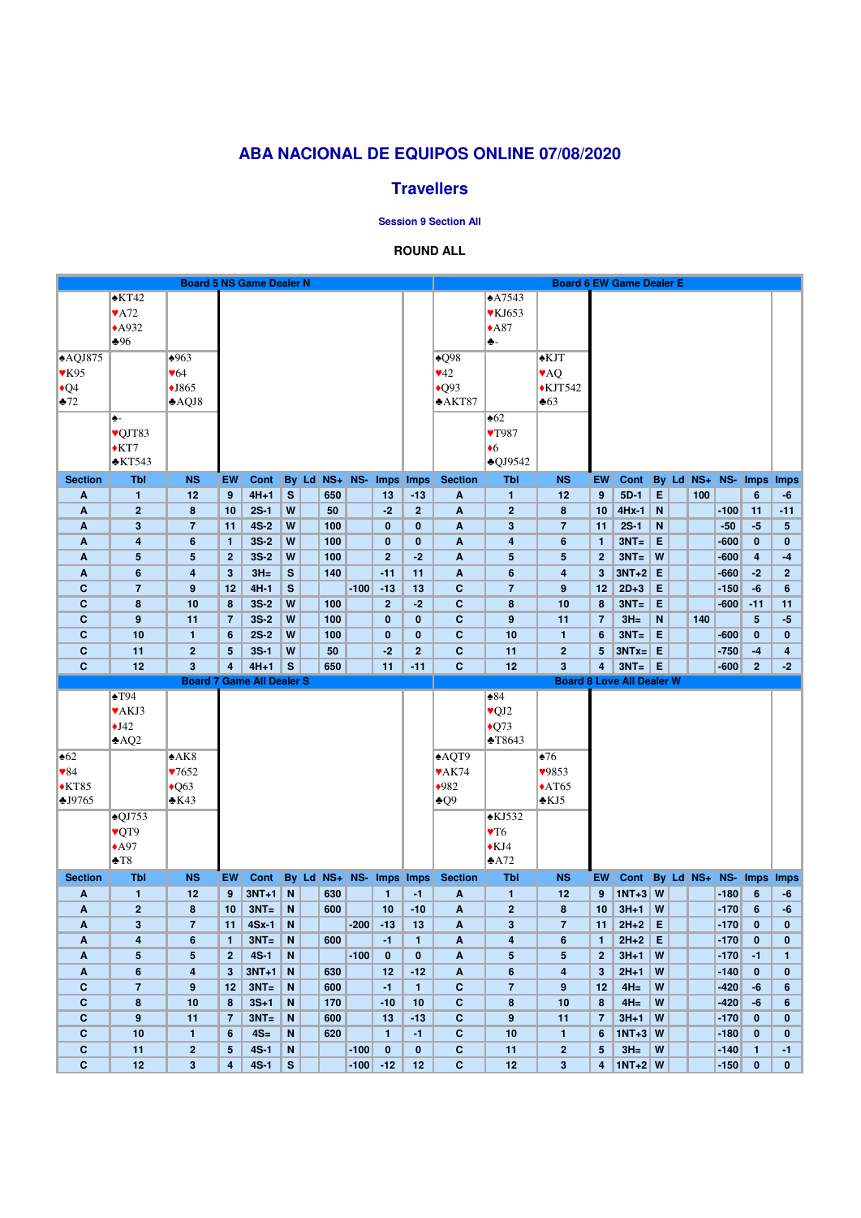# ABA NACIONAL DE EQUIPOS ONLINE 07/08/2020

## Travellers

### Session 9 Section All

**ROUND ALL**

## Board 5 NS Game Dealer N

| | North | |
|---|---|---|
| | ♠KT42 ♥A72 ♦A932 ♣96 | |
| **West** ♠AQJ875 ♥K95 ♦Q4 ♣72 | | **East** ♠963 ♥64 ♦J865 ♣AQJ8 |
| | **South** ♠- ♥QJT83 ♦KT7 ♣KT543 | |

| Section | Tbl | NS | EW | Cont | By | Ld | NS+ | NS- | Imps | Imps |
|---|---|---|---|---|---|---|---|---|---|---|
| A | 1 | 12 | 9 | 4H+1 | S | | 650 | | 13 | -13 |
| A | 2 | 8 | 10 | 2S-1 | W | | 50 | | -2 | 2 |
| A | 3 | 7 | 11 | 4S-2 | W | | 100 | | 0 | 0 |
| A | 4 | 6 | 1 | 3S-2 | W | | 100 | | 0 | 0 |
| A | 5 | 5 | 2 | 3S-2 | W | | 100 | | 2 | -2 |
| A | 6 | 4 | 3 | 3H= | S | | 140 | | -11 | 11 |
| C | 7 | 9 | 12 | 4H-1 | S | | | -100 | -13 | 13 |
| C | 8 | 10 | 8 | 3S-2 | W | | 100 | | 2 | -2 |
| C | 9 | 11 | 7 | 3S-2 | W | | 100 | | 0 | 0 |
| C | 10 | 1 | 6 | 2S-2 | W | | 100 | | 0 | 0 |
| C | 11 | 2 | 5 | 3S-1 | W | | 50 | | -2 | 2 |
| C | 12 | 3 | 4 | 4H+1 | S | | 650 | | 11 | -11 |

## Board 6 EW Game Dealer E

| | North | |
|---|---|---|
| | ♠A7543 ♥KJ653 ♦A87 ♣- | |
| **West** ♠Q98 ♥42 ♦Q93 ♣AKT87 | | **East** ♠KJT ♥AQ ♦KJT542 ♣63 |
| | **South** ♠62 ♥T987 ♦6 ♣QJ9542 | |

| Section | Tbl | NS | EW | Cont | By | Ld | NS+ | NS- | Imps | Imps |
|---|---|---|---|---|---|---|---|---|---|---|
| A | 1 | 12 | 9 | 5D-1 | E | | 100 | | 6 | -6 |
| A | 2 | 8 | 10 | 4Hx-1 | N | | | -100 | 11 | -11 |
| A | 3 | 7 | 11 | 2S-1 | N | | | -50 | -5 | 5 |
| A | 4 | 6 | 1 | 3NT= | E | | | -600 | 0 | 0 |
| A | 5 | 5 | 2 | 3NT= | W | | | -600 | 4 | -4 |
| A | 6 | 4 | 3 | 3NT+2 | E | | | -660 | -2 | 2 |
| C | 7 | 9 | 12 | 2D+3 | E | | | -150 | -6 | 6 |
| C | 8 | 10 | 8 | 3NT= | E | | | -600 | -11 | 11 |
| C | 9 | 11 | 7 | 3H= | N | | 140 | | 5 | -5 |
| C | 10 | 1 | 6 | 3NT= | E | | | -600 | 0 | 0 |
| C | 11 | 2 | 5 | 3NTx= | E | | | -750 | -4 | 4 |
| C | 12 | 3 | 4 | 3NT= | E | | | -600 | 2 | -2 |

## Board 7 Game All Dealer S

| | North | |
|---|---|---|
| | ♠T94 ♥AKJ3 ♦J42 ♣AQ2 | |
| **West** ♠62 ♥84 ♦KT85 ♣J9765 | | **East** ♠AK8 ♥7652 ♦Q63 ♣K43 |
| | **South** ♠QJ753 ♥QT9 ♦A97 ♣T8 | |

| Section | Tbl | NS | EW | Cont | By | Ld | NS+ | NS- | Imps | Imps |
|---|---|---|---|---|---|---|---|---|---|---|
| A | 1 | 12 | 9 | 3NT+1 | N | | 630 | | 1 | -1 |
| A | 2 | 8 | 10 | 3NT= | N | | 600 | | 10 | -10 |
| A | 3 | 7 | 11 | 4Sx-1 | N | | | -200 | -13 | 13 |
| A | 4 | 6 | 1 | 3NT= | N | | 600 | | -1 | 1 |
| A | 5 | 5 | 2 | 4S-1 | N | | | -100 | 0 | 0 |
| A | 6 | 4 | 3 | 3NT+1 | N | | 630 | | 12 | -12 |
| C | 7 | 9 | 12 | 3NT= | N | | 600 | | -1 | 1 |
| C | 8 | 10 | 8 | 3S+1 | N | | 170 | | -10 | 10 |
| C | 9 | 11 | 7 | 3NT= | N | | 600 | | 13 | -13 |
| C | 10 | 1 | 6 | 4S= | N | | 620 | | 1 | -1 |
| C | 11 | 2 | 5 | 4S-1 | N | | | -100 | 0 | 0 |
| C | 12 | 3 | 4 | 4S-1 | S | | | -100 | -12 | 12 |

## Board 8 Love All Dealer W

| | North | |
|---|---|---|
| | ♠84 ♥QJ2 ♦Q73 ♣T8643 | |
| **West** ♠AQT9 ♥AK74 ♦982 ♣Q9 | | **East** ♠76 ♥9853 ♦AT65 ♣KJ5 |
| | **South** ♠KJ532 ♥T6 ♦KJ4 ♣A72 | |

| Section | Tbl | NS | EW | Cont | By | Ld | NS+ | NS- | Imps | Imps |
|---|---|---|---|---|---|---|---|---|---|---|
| A | 1 | 12 | 9 | 1NT+3 | W | | | -180 | 6 | -6 |
| A | 2 | 8 | 10 | 3H+1 | W | | | -170 | 6 | -6 |
| A | 3 | 7 | 11 | 2H+2 | E | | | -170 | 0 | 0 |
| A | 4 | 6 | 1 | 2H+2 | W | | | -170 | 0 | 0 |
| A | 5 | 5 | 2 | 3H+1 | W | | | -170 | -1 | 1 |
| A | 6 | 4 | 3 | 2H+1 | W | | | -140 | 0 | 0 |
| C | 7 | 9 | 12 | 4H= | W | | | -420 | -6 | 6 |
| C | 8 | 10 | 8 | 4H= | W | | | -420 | -6 | 6 |
| C | 9 | 11 | 7 | 3H+1 | W | | | -170 | 0 | 0 |
| C | 10 | 1 | 6 | 1NT+3 | W | | | -180 | 0 | 0 |
| C | 11 | 2 | 5 | 3H= | W | | | -140 | 1 | -1 |
| C | 12 | 3 | 4 | 1NT+2 | W | | | -150 | 0 | 0 |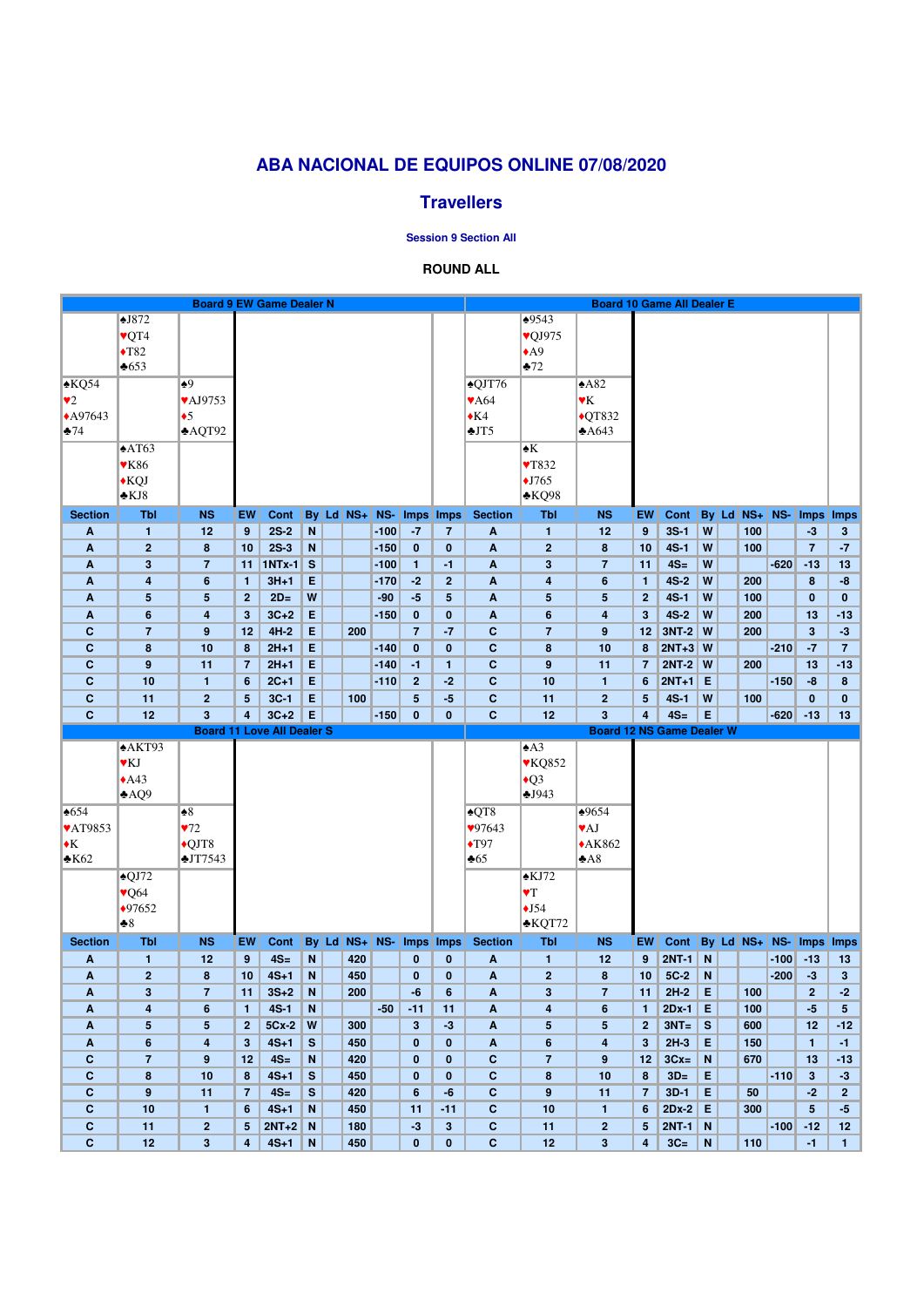# ABA NACIONAL DE EQUIPOS ONLINE 07/08/2020

## Travellers

**Session 9 Section All**

**ROUND ALL**

### Board 9 EW Game Dealer N

North: ♠J872 ♥QT4 ♦T82 ♣653

West: ♠KQ54 ♥2 ♦A97643 ♣74

East: ♠9 ♥AJ9753 ♦5 ♣AQT92

South: ♠AT63 ♥K86 ♦KQJ ♣KJ8

| Section | Tbl | NS | EW | Cont | By | Ld | NS+ | NS- | Imps | Imps |
|---|---|---|---|---|---|---|---|---|---|---|
| A | 1 | 12 | 9 | 2S-2 | N | | | -100 | -7 | 7 |
| A | 2 | 8 | 10 | 2S-3 | N | | | -150 | 0 | 0 |
| A | 3 | 7 | 11 | 1NTx-1 | S | | | -100 | 1 | -1 |
| A | 4 | 6 | 1 | 3H+1 | E | | | -170 | -2 | 2 |
| A | 5 | 5 | 2 | 2D= | W | | | -90 | -5 | 5 |
| A | 6 | 4 | 3 | 3C+2 | E | | | -150 | 0 | 0 |
| C | 7 | 9 | 12 | 4H-2 | E | | 200 | | 7 | -7 |
| C | 8 | 10 | 8 | 2H+1 | E | | | -140 | 0 | 0 |
| C | 9 | 11 | 7 | 2H+1 | E | | | -140 | -1 | 1 |
| C | 10 | 1 | 6 | 2C+1 | E | | | -110 | 2 | -2 |
| C | 11 | 2 | 5 | 3C-1 | E | | 100 | | 5 | -5 |
| C | 12 | 3 | 4 | 3C+2 | E | | | -150 | 0 | 0 |

### Board 10 Game All Dealer E

North: ♠9543 ♥QJ975 ♦A9 ♣72

West: ♠QJT76 ♥A64 ♦K4 ♣JT5

East: ♠A82 ♥K ♦QT832 ♣A643

South: ♠K ♥T832 ♦J765 ♣KQ98

| Section | Tbl | NS | EW | Cont | By | Ld | NS+ | NS- | Imps | Imps |
|---|---|---|---|---|---|---|---|---|---|---|
| A | 1 | 12 | 9 | 3S-1 | W | | 100 | | -3 | 3 |
| A | 2 | 8 | 10 | 4S-1 | W | | 100 | | 7 | -7 |
| A | 3 | 7 | 11 | 4S= | W | | | -620 | -13 | 13 |
| A | 4 | 6 | 1 | 4S-2 | W | | 200 | | 8 | -8 |
| A | 5 | 5 | 2 | 4S-1 | W | | 100 | | 0 | 0 |
| A | 6 | 4 | 3 | 4S-2 | W | | 200 | | 13 | -13 |
| C | 7 | 9 | 12 | 3NT-2 | W | | 200 | | 3 | -3 |
| C | 8 | 10 | 8 | 2NT+3 | W | | | -210 | -7 | 7 |
| C | 9 | 11 | 7 | 2NT-2 | W | | 200 | | 13 | -13 |
| C | 10 | 1 | 6 | 2NT+1 | E | | | -150 | -8 | 8 |
| C | 11 | 2 | 5 | 4S-1 | W | | 100 | | 0 | 0 |
| C | 12 | 3 | 4 | 4S= | E | | | -620 | -13 | 13 |

### Board 11 Love All Dealer S

North: ♠AKT93 ♥KJ ♦A43 ♣AQ9

West: ♠654 ♥AT9853 ♦K ♣K62

East: ♠8 ♥72 ♦QJT8 ♣JT7543

South: ♠QJ72 ♥Q64 ♦97652 ♣8

| Section | Tbl | NS | EW | Cont | By | Ld | NS+ | NS- | Imps | Imps |
|---|---|---|---|---|---|---|---|---|---|---|
| A | 1 | 12 | 9 | 4S= | N | | 420 | | 0 | 0 |
| A | 2 | 8 | 10 | 4S+1 | N | | 450 | | 0 | 0 |
| A | 3 | 7 | 11 | 3S+2 | N | | 200 | | -6 | 6 |
| A | 4 | 6 | 1 | 4S-1 | N | | | -50 | -11 | 11 |
| A | 5 | 5 | 2 | 5Cx-2 | W | | 300 | | 3 | -3 |
| A | 6 | 4 | 3 | 4S+1 | S | | 450 | | 0 | 0 |
| C | 7 | 9 | 12 | 4S= | N | | 420 | | 0 | 0 |
| C | 8 | 10 | 8 | 4S+1 | S | | 450 | | 0 | 0 |
| C | 9 | 11 | 7 | 4S= | S | | 420 | | 6 | -6 |
| C | 10 | 1 | 6 | 4S+1 | N | | 450 | | 11 | -11 |
| C | 11 | 2 | 5 | 2NT+2 | N | | 180 | | -3 | 3 |
| C | 12 | 3 | 4 | 4S+1 | N | | 450 | | 0 | 0 |

### Board 12 NS Game Dealer W

North: ♠A3 ♥KQ852 ♦Q3 ♣J943

West: ♠QT8 ♥97643 ♦T97 ♣65

East: ♠9654 ♥AJ ♦AK862 ♣A8

South: ♠KJ72 ♥T ♦J54 ♣KQT72

| Section | Tbl | NS | EW | Cont | By | Ld | NS+ | NS- | Imps | Imps |
|---|---|---|---|---|---|---|---|---|---|---|
| A | 1 | 12 | 9 | 2NT-1 | N | | | -100 | -13 | 13 |
| A | 2 | 8 | 10 | 5C-2 | N | | | -200 | -3 | 3 |
| A | 3 | 7 | 11 | 2H-2 | E | | 100 | | 2 | -2 |
| A | 4 | 6 | 1 | 2Dx-1 | E | | 100 | | -5 | 5 |
| A | 5 | 5 | 2 | 3NT= | S | | 600 | | 12 | -12 |
| A | 6 | 4 | 3 | 2H-3 | E | | 150 | | 1 | -1 |
| C | 7 | 9 | 12 | 3Cx= | N | | 670 | | 13 | -13 |
| C | 8 | 10 | 8 | 3D= | E | | | -110 | 3 | -3 |
| C | 9 | 11 | 7 | 3D-1 | E | | 50 | | -2 | 2 |
| C | 10 | 1 | 6 | 2Dx-2 | E | | 300 | | 5 | -5 |
| C | 11 | 2 | 5 | 2NT-1 | N | | | -100 | -12 | 12 |
| C | 12 | 3 | 4 | 3C= | N | | 110 | | -1 | 1 |